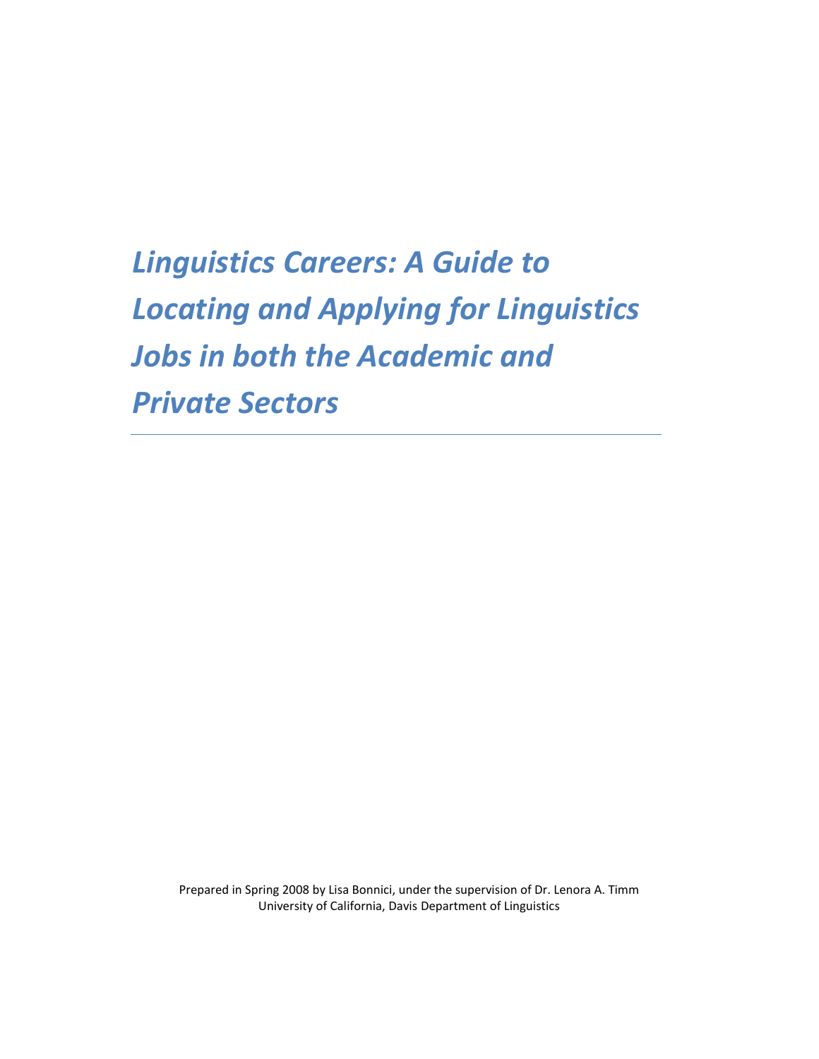# *Linguistics Careers: A Guide to Locating and Applying for Linguistics Jobs in both the Academic and Private Sectors*

---

Prepared in Spring 2008 by Lisa Bonnici, under the supervision of Dr. Lenora A. Timm
University of California, Davis Department of Linguistics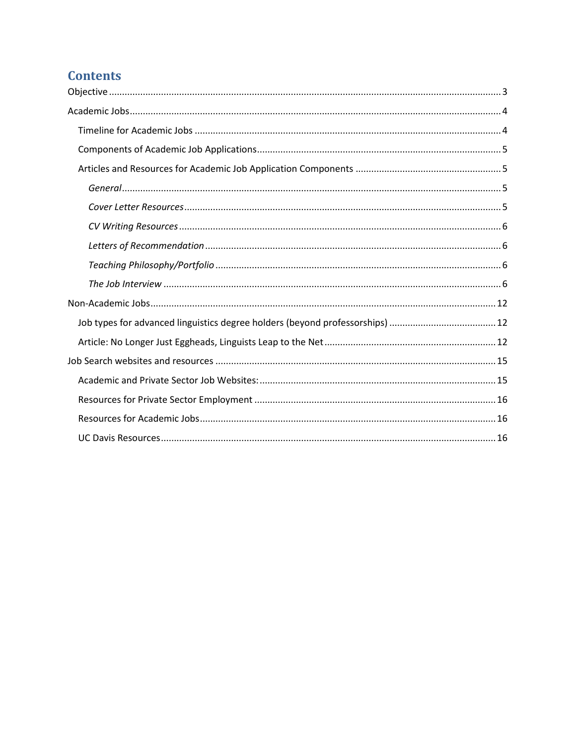# Contents

Objective ..... 3

Academic Jobs ..... 4

- Timeline for Academic Jobs ..... 4
- Components of Academic Job Applications ..... 5
- Articles and Resources for Academic Job Application Components ..... 5
  - *General* ..... 5
  - *Cover Letter Resources* ..... 5
  - *CV Writing Resources* ..... 6
  - *Letters of Recommendation* ..... 6
  - *Teaching Philosophy/Portfolio* ..... 6
  - *The Job Interview* ..... 6

Non-Academic Jobs ..... 12

- Job types for advanced linguistics degree holders (beyond professorships) ..... 12
- Article: No Longer Just Eggheads, Linguists Leap to the Net ..... 12

Job Search websites and resources ..... 15

- Academic and Private Sector Job Websites: ..... 15
- Resources for Private Sector Employment ..... 16
- Resources for Academic Jobs ..... 16
- UC Davis Resources ..... 16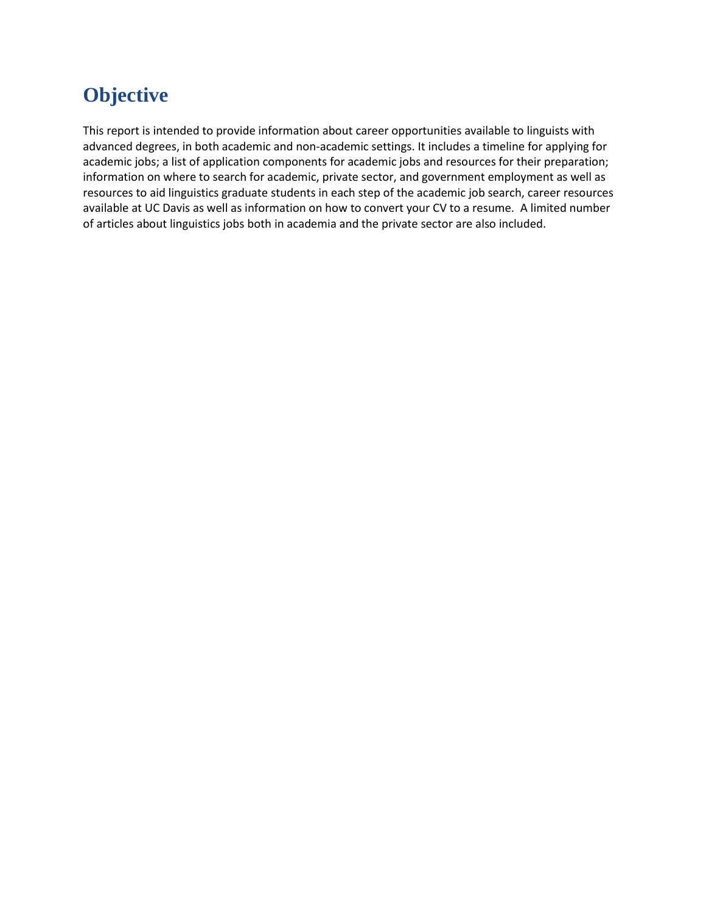# Objective

This report is intended to provide information about career opportunities available to linguists with advanced degrees, in both academic and non-academic settings. It includes a timeline for applying for academic jobs; a list of application components for academic jobs and resources for their preparation; information on where to search for academic, private sector, and government employment as well as resources to aid linguistics graduate students in each step of the academic job search, career resources available at UC Davis as well as information on how to convert your CV to a resume. A limited number of articles about linguistics jobs both in academia and the private sector are also included.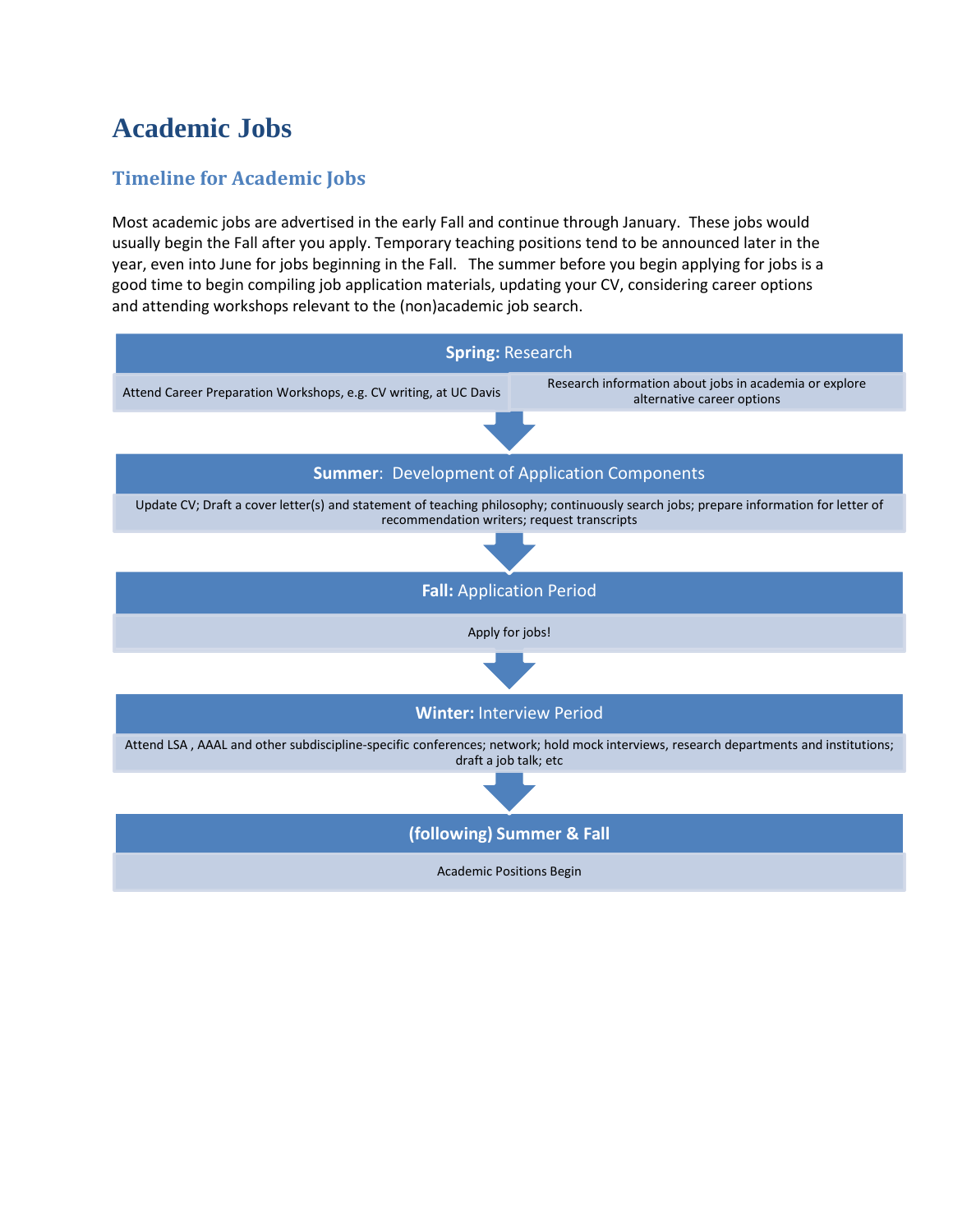# Academic Jobs

## Timeline for Academic Jobs

Most academic jobs are advertised in the early Fall and continue through January. These jobs would usually begin the Fall after you apply. Temporary teaching positions tend to be announced later in the year, even into June for jobs beginning in the Fall. The summer before you begin applying for jobs is a good time to begin compiling job application materials, updating your CV, considering career options and attending workshops relevant to the (non)academic job search.

**Spring:** Research

- Attend Career Preparation Workshops, e.g. CV writing, at UC Davis
- Research information about jobs in academia or explore alternative career options

**Summer:** Development of Application Components

Update CV; Draft a cover letter(s) and statement of teaching philosophy; continuously search jobs; prepare information for letter of recommendation writers; request transcripts

**Fall:** Application Period

Apply for jobs!

**Winter:** Interview Period

Attend LSA , AAAL and other subdiscipline-specific conferences; network; hold mock interviews, research departments and institutions; draft a job talk; etc

**(following) Summer & Fall**

Academic Positions Begin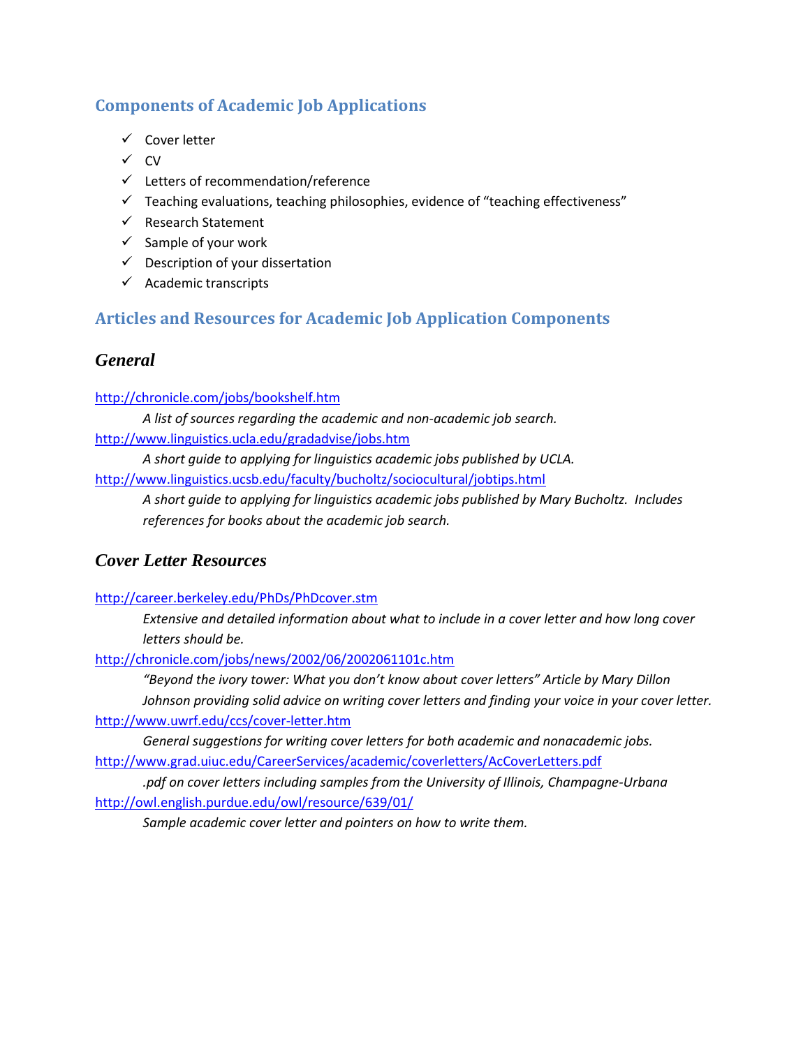## Components of Academic Job Applications

- ✓ Cover letter
- ✓ CV
- ✓ Letters of recommendation/reference
- ✓ Teaching evaluations, teaching philosophies, evidence of "teaching effectiveness"
- ✓ Research Statement
- ✓ Sample of your work
- ✓ Description of your dissertation
- ✓ Academic transcripts

## Articles and Resources for Academic Job Application Components

### *General*

http://chronicle.com/jobs/bookshelf.htm

*A list of sources regarding the academic and non-academic job search.*

http://www.linguistics.ucla.edu/gradadvise/jobs.htm

*A short guide to applying for linguistics academic jobs published by UCLA.*

http://www.linguistics.ucsb.edu/faculty/bucholtz/sociocultural/jobtips.html

*A short guide to applying for linguistics academic jobs published by Mary Bucholtz. Includes references for books about the academic job search.*

### *Cover Letter Resources*

http://career.berkeley.edu/PhDs/PhDcover.stm

*Extensive and detailed information about what to include in a cover letter and how long cover letters should be.*

http://chronicle.com/jobs/news/2002/06/2002061101c.htm

*"Beyond the ivory tower: What you don't know about cover letters" Article by Mary Dillon Johnson providing solid advice on writing cover letters and finding your voice in your cover letter.*

http://www.uwrf.edu/ccs/cover-letter.htm

*General suggestions for writing cover letters for both academic and nonacademic jobs.*

http://www.grad.uiuc.edu/CareerServices/academic/coverletters/AcCoverLetters.pdf

*.pdf on cover letters including samples from the University of Illinois, Champagne-Urbana*

http://owl.english.purdue.edu/owl/resource/639/01/

*Sample academic cover letter and pointers on how to write them.*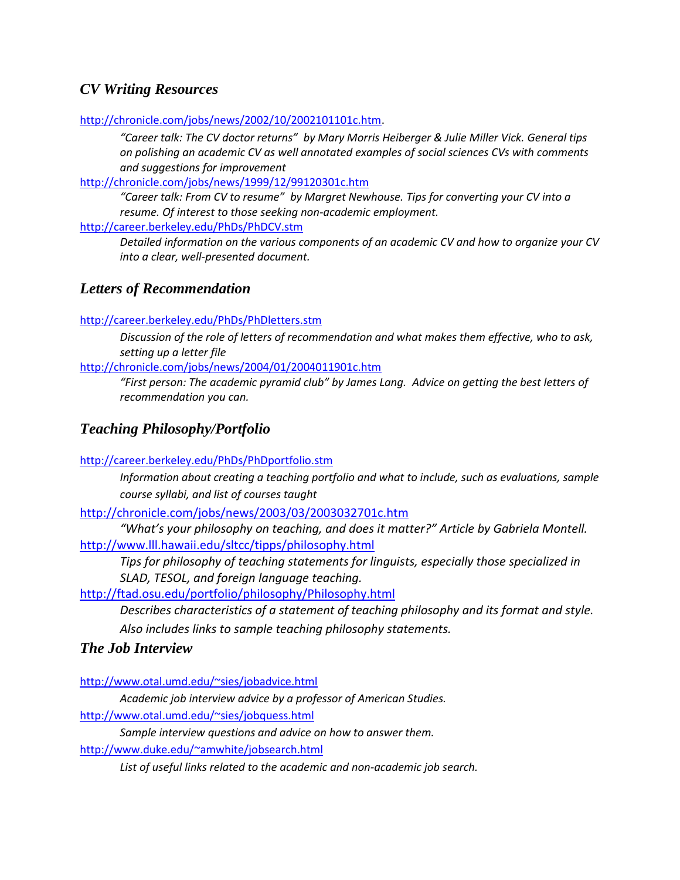## *CV Writing Resources*

http://chronicle.com/jobs/news/2002/10/2002101101c.htm.

*"Career talk: The CV doctor returns" by Mary Morris Heiberger & Julie Miller Vick. General tips on polishing an academic CV as well annotated examples of social sciences CVs with comments and suggestions for improvement*

http://chronicle.com/jobs/news/1999/12/99120301c.htm

*"Career talk: From CV to resume" by Margret Newhouse. Tips for converting your CV into a resume. Of interest to those seeking non-academic employment.*

http://career.berkeley.edu/PhDs/PhDCV.stm

*Detailed information on the various components of an academic CV and how to organize your CV into a clear, well-presented document.*

## *Letters of Recommendation*

http://career.berkeley.edu/PhDs/PhDletters.stm

*Discussion of the role of letters of recommendation and what makes them effective, who to ask, setting up a letter file*

http://chronicle.com/jobs/news/2004/01/2004011901c.htm

*"First person: The academic pyramid club" by James Lang. Advice on getting the best letters of recommendation you can.*

## *Teaching Philosophy/Portfolio*

http://career.berkeley.edu/PhDs/PhDportfolio.stm

*Information about creating a teaching portfolio and what to include, such as evaluations, sample course syllabi, and list of courses taught*

http://chronicle.com/jobs/news/2003/03/2003032701c.htm

*"What's your philosophy on teaching, and does it matter?" Article by Gabriela Montell.*

http://www.lll.hawaii.edu/sltcc/tipps/philosophy.html

*Tips for philosophy of teaching statements for linguists, especially those specialized in SLAD, TESOL, and foreign language teaching.*

http://ftad.osu.edu/portfolio/philosophy/Philosophy.html

*Describes characteristics of a statement of teaching philosophy and its format and style. Also includes links to sample teaching philosophy statements.*

## *The Job Interview*

http://www.otal.umd.edu/~sies/jobadvice.html

*Academic job interview advice by a professor of American Studies.*

http://www.otal.umd.edu/~sies/jobquess.html

*Sample interview questions and advice on how to answer them.*

http://www.duke.edu/~amwhite/jobsearch.html

*List of useful links related to the academic and non-academic job search.*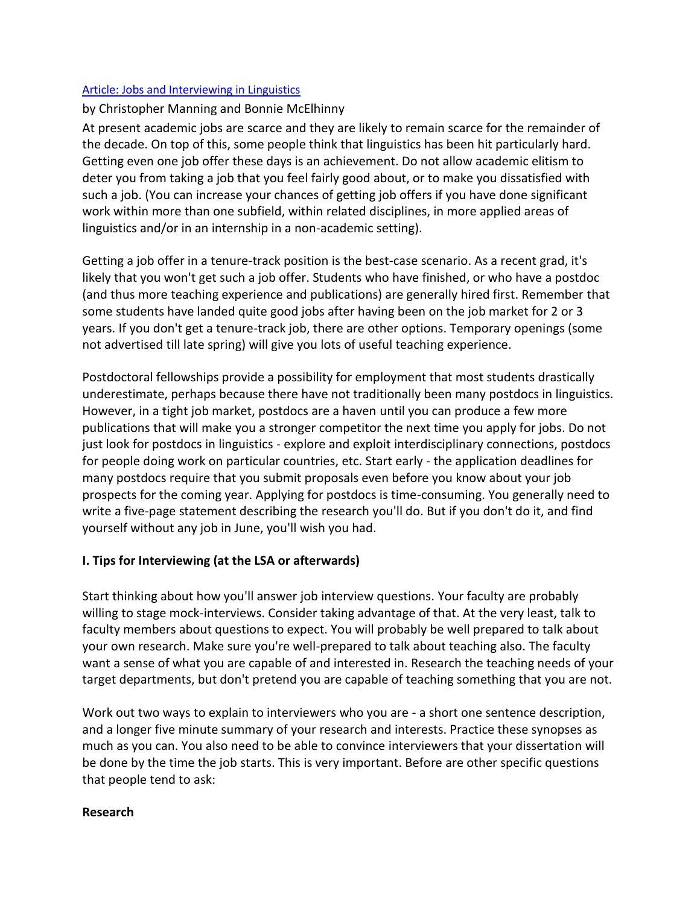[Article: Jobs and Interviewing in Linguistics]

by Christopher Manning and Bonnie McElhinny

At present academic jobs are scarce and they are likely to remain scarce for the remainder of the decade. On top of this, some people think that linguistics has been hit particularly hard. Getting even one job offer these days is an achievement. Do not allow academic elitism to deter you from taking a job that you feel fairly good about, or to make you dissatisfied with such a job. (You can increase your chances of getting job offers if you have done significant work within more than one subfield, within related disciplines, in more applied areas of linguistics and/or in an internship in a non-academic setting).

Getting a job offer in a tenure-track position is the best-case scenario. As a recent grad, it's likely that you won't get such a job offer. Students who have finished, or who have a postdoc (and thus more teaching experience and publications) are generally hired first. Remember that some students have landed quite good jobs after having been on the job market for 2 or 3 years. If you don't get a tenure-track job, there are other options. Temporary openings (some not advertised till late spring) will give you lots of useful teaching experience.

Postdoctoral fellowships provide a possibility for employment that most students drastically underestimate, perhaps because there have not traditionally been many postdocs in linguistics. However, in a tight job market, postdocs are a haven until you can produce a few more publications that will make you a stronger competitor the next time you apply for jobs. Do not just look for postdocs in linguistics - explore and exploit interdisciplinary connections, postdocs for people doing work on particular countries, etc. Start early - the application deadlines for many postdocs require that you submit proposals even before you know about your job prospects for the coming year. Applying for postdocs is time-consuming. You generally need to write a five-page statement describing the research you'll do. But if you don't do it, and find yourself without any job in June, you'll wish you had.

**I. Tips for Interviewing (at the LSA or afterwards)**

Start thinking about how you'll answer job interview questions. Your faculty are probably willing to stage mock-interviews. Consider taking advantage of that. At the very least, talk to faculty members about questions to expect. You will probably be well prepared to talk about your own research. Make sure you're well-prepared to talk about teaching also. The faculty want a sense of what you are capable of and interested in. Research the teaching needs of your target departments, but don't pretend you are capable of teaching something that you are not.

Work out two ways to explain to interviewers who you are - a short one sentence description, and a longer five minute summary of your research and interests. Practice these synopses as much as you can. You also need to be able to convince interviewers that your dissertation will be done by the time the job starts. This is very important. Before are other specific questions that people tend to ask:

**Research**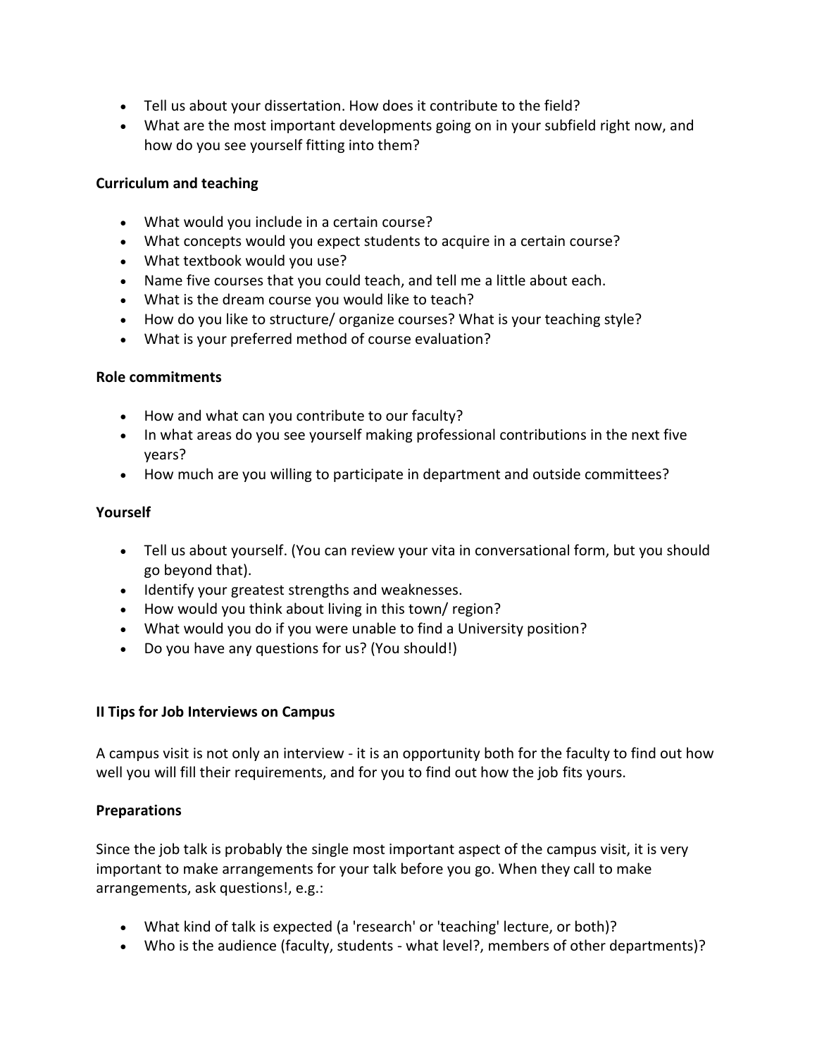- Tell us about your dissertation. How does it contribute to the field?
- What are the most important developments going on in your subfield right now, and how do you see yourself fitting into them?

**Curriculum and teaching**

- What would you include in a certain course?
- What concepts would you expect students to acquire in a certain course?
- What textbook would you use?
- Name five courses that you could teach, and tell me a little about each.
- What is the dream course you would like to teach?
- How do you like to structure/ organize courses? What is your teaching style?
- What is your preferred method of course evaluation?

**Role commitments**

- How and what can you contribute to our faculty?
- In what areas do you see yourself making professional contributions in the next five years?
- How much are you willing to participate in department and outside committees?

**Yourself**

- Tell us about yourself. (You can review your vita in conversational form, but you should go beyond that).
- Identify your greatest strengths and weaknesses.
- How would you think about living in this town/ region?
- What would you do if you were unable to find a University position?
- Do you have any questions for us? (You should!)

## II Tips for Job Interviews on Campus

A campus visit is not only an interview - it is an opportunity both for the faculty to find out how well you will fill their requirements, and for you to find out how the job fits yours.

**Preparations**

Since the job talk is probably the single most important aspect of the campus visit, it is very important to make arrangements for your talk before you go. When they call to make arrangements, ask questions!, e.g.:

- What kind of talk is expected (a 'research' or 'teaching' lecture, or both)?
- Who is the audience (faculty, students - what level?, members of other departments)?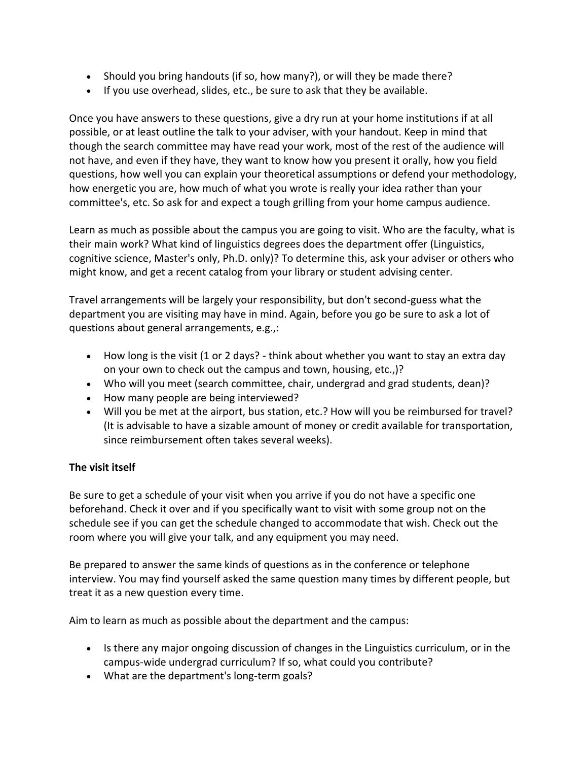- Should you bring handouts (if so, how many?), or will they be made there?
- If you use overhead, slides, etc., be sure to ask that they be available.

Once you have answers to these questions, give a dry run at your home institutions if at all possible, or at least outline the talk to your adviser, with your handout. Keep in mind that though the search committee may have read your work, most of the rest of the audience will not have, and even if they have, they want to know how you present it orally, how you field questions, how well you can explain your theoretical assumptions or defend your methodology, how energetic you are, how much of what you wrote is really your idea rather than your committee's, etc. So ask for and expect a tough grilling from your home campus audience.

Learn as much as possible about the campus you are going to visit. Who are the faculty, what is their main work? What kind of linguistics degrees does the department offer (Linguistics, cognitive science, Master's only, Ph.D. only)? To determine this, ask your adviser or others who might know, and get a recent catalog from your library or student advising center.

Travel arrangements will be largely your responsibility, but don't second-guess what the department you are visiting may have in mind. Again, before you go be sure to ask a lot of questions about general arrangements, e.g.,:

- How long is the visit (1 or 2 days? - think about whether you want to stay an extra day on your own to check out the campus and town, housing, etc.,)?
- Who will you meet (search committee, chair, undergrad and grad students, dean)?
- How many people are being interviewed?
- Will you be met at the airport, bus station, etc.? How will you be reimbursed for travel? (It is advisable to have a sizable amount of money or credit available for transportation, since reimbursement often takes several weeks).

**The visit itself**

Be sure to get a schedule of your visit when you arrive if you do not have a specific one beforehand. Check it over and if you specifically want to visit with some group not on the schedule see if you can get the schedule changed to accommodate that wish. Check out the room where you will give your talk, and any equipment you may need.

Be prepared to answer the same kinds of questions as in the conference or telephone interview. You may find yourself asked the same question many times by different people, but treat it as a new question every time.

Aim to learn as much as possible about the department and the campus:

- Is there any major ongoing discussion of changes in the Linguistics curriculum, or in the campus-wide undergrad curriculum? If so, what could you contribute?
- What are the department's long-term goals?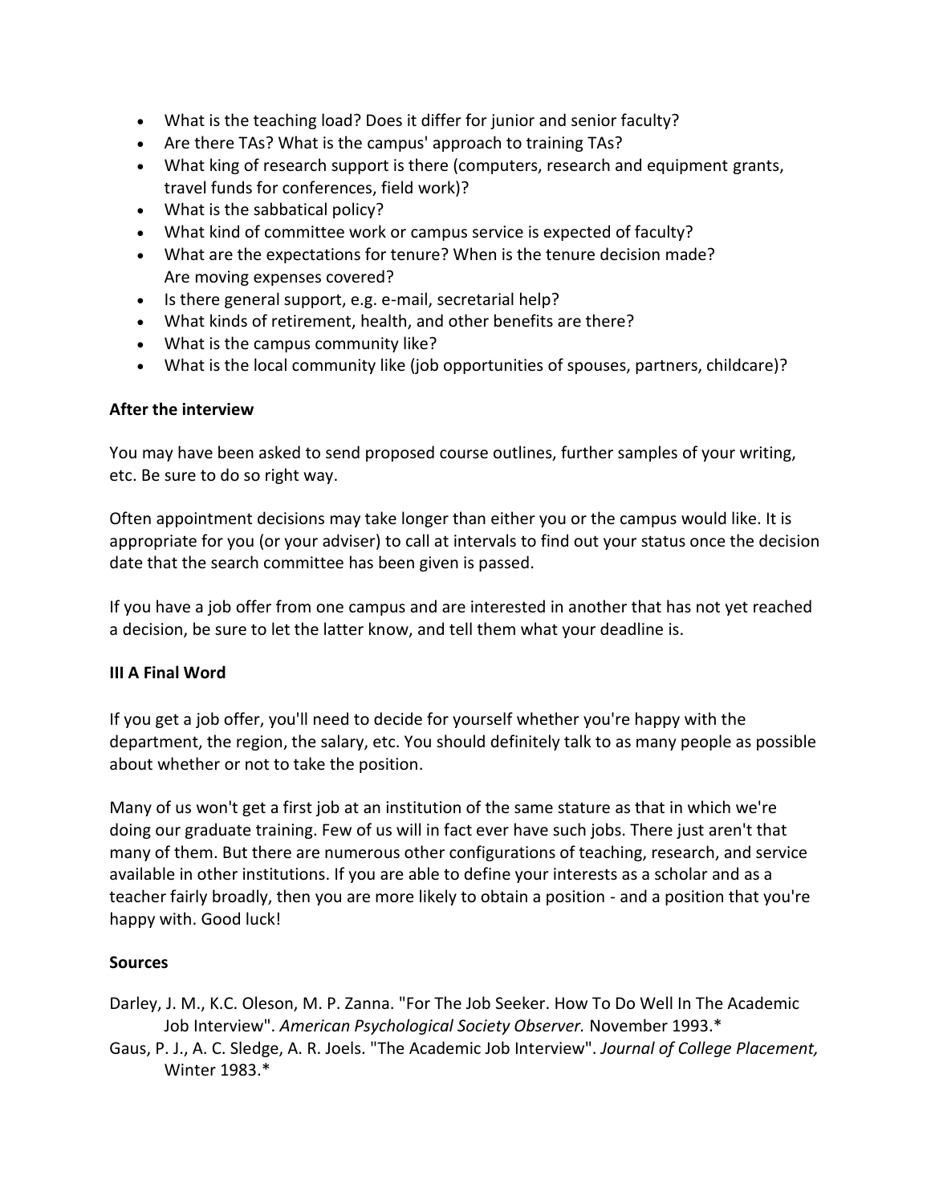- What is the teaching load? Does it differ for junior and senior faculty?
- Are there TAs? What is the campus' approach to training TAs?
- What king of research support is there (computers, research and equipment grants, travel funds for conferences, field work)?
- What is the sabbatical policy?
- What kind of committee work or campus service is expected of faculty?
- What are the expectations for tenure? When is the tenure decision made? Are moving expenses covered?
- Is there general support, e.g. e-mail, secretarial help?
- What kinds of retirement, health, and other benefits are there?
- What is the campus community like?
- What is the local community like (job opportunities of spouses, partners, childcare)?

**After the interview**

You may have been asked to send proposed course outlines, further samples of your writing, etc. Be sure to do so right way.

Often appointment decisions may take longer than either you or the campus would like. It is appropriate for you (or your adviser) to call at intervals to find out your status once the decision date that the search committee has been given is passed.

If you have a job offer from one campus and are interested in another that has not yet reached a decision, be sure to let the latter know, and tell them what your deadline is.

## III A Final Word

If you get a job offer, you'll need to decide for yourself whether you're happy with the department, the region, the salary, etc. You should definitely talk to as many people as possible about whether or not to take the position.

Many of us won't get a first job at an institution of the same stature as that in which we're doing our graduate training. Few of us will in fact ever have such jobs. There just aren't that many of them. But there are numerous other configurations of teaching, research, and service available in other institutions. If you are able to define your interests as a scholar and as a teacher fairly broadly, then you are more likely to obtain a position - and a position that you're happy with. Good luck!

**Sources**

Darley, J. M., K.C. Oleson, M. P. Zanna. "For The Job Seeker. How To Do Well In The Academic Job Interview". *American Psychological Society Observer.* November 1993.*

Gaus, P. J., A. C. Sledge, A. R. Joels. "The Academic Job Interview". *Journal of College Placement,* Winter 1983.*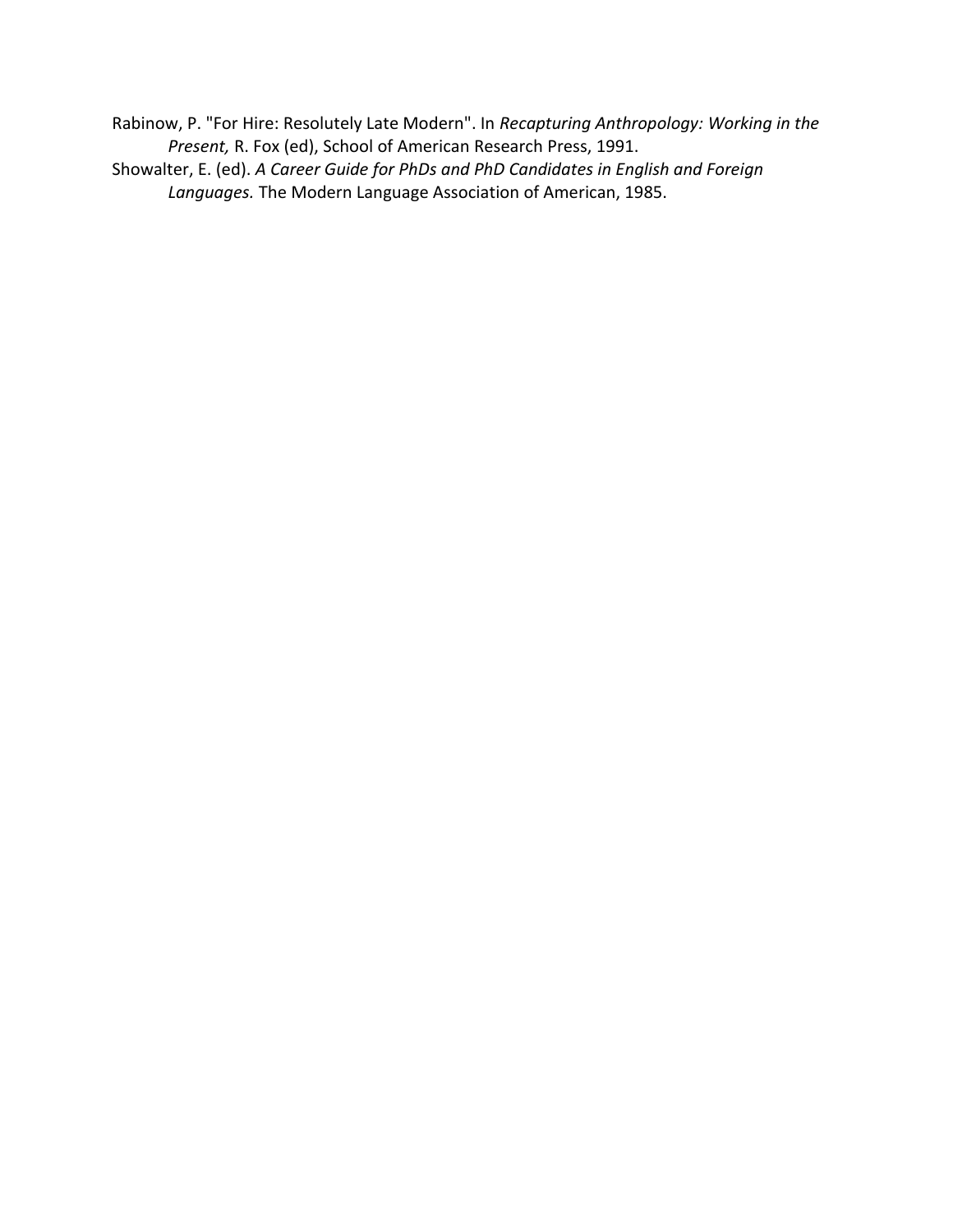Rabinow, P. "For Hire: Resolutely Late Modern". In *Recapturing Anthropology: Working in the Present,* R. Fox (ed), School of American Research Press, 1991.

Showalter, E. (ed). *A Career Guide for PhDs and PhD Candidates in English and Foreign Languages.* The Modern Language Association of American, 1985.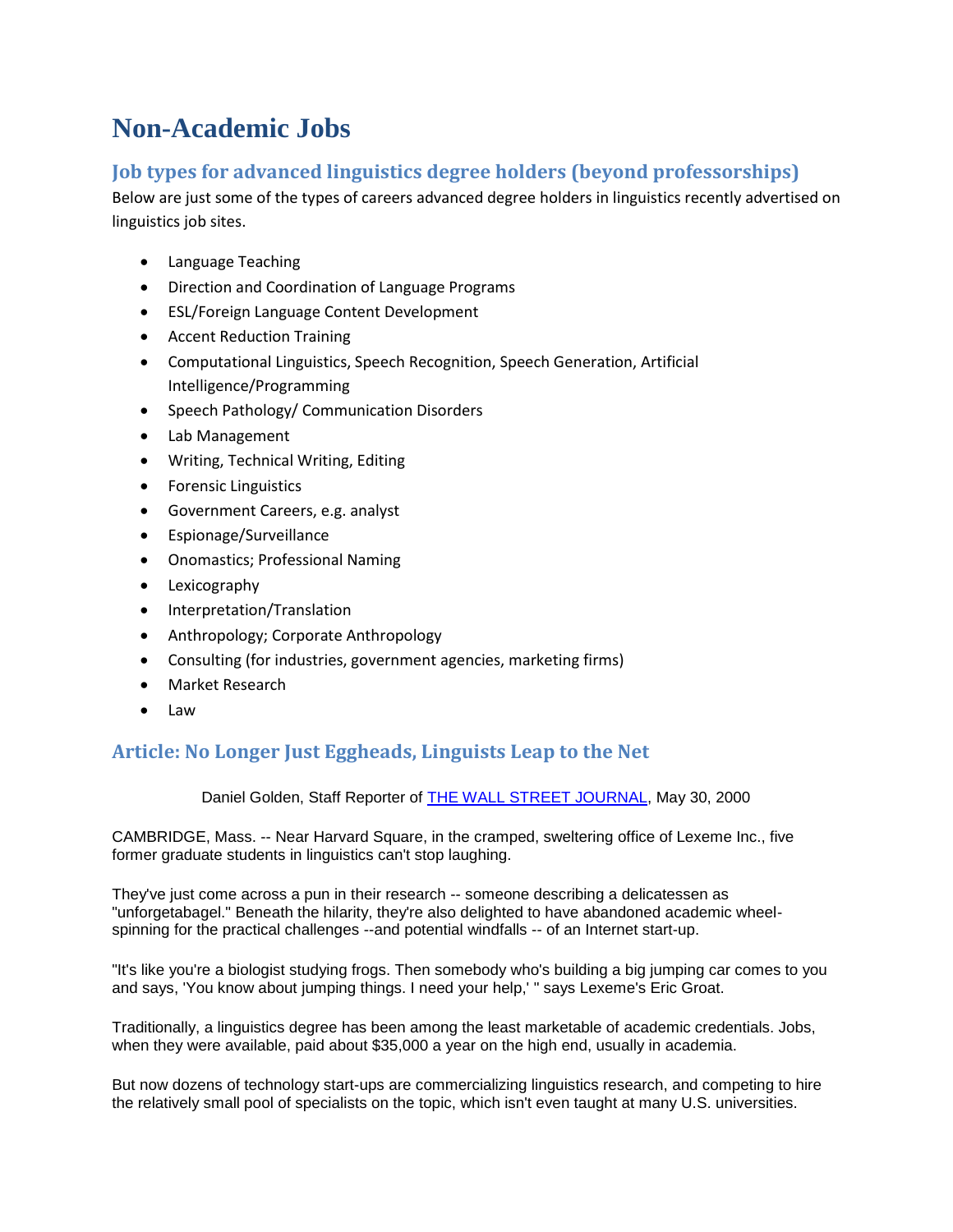# Non-Academic Jobs

## Job types for advanced linguistics degree holders (beyond professorships)

Below are just some of the types of careers advanced degree holders in linguistics recently advertised on linguistics job sites.

- Language Teaching
- Direction and Coordination of Language Programs
- ESL/Foreign Language Content Development
- Accent Reduction Training
- Computational Linguistics, Speech Recognition, Speech Generation, Artificial Intelligence/Programming
- Speech Pathology/ Communication Disorders
- Lab Management
- Writing, Technical Writing, Editing
- Forensic Linguistics
- Government Careers, e.g. analyst
- Espionage/Surveillance
- Onomastics; Professional Naming
- Lexicography
- Interpretation/Translation
- Anthropology; Corporate Anthropology
- Consulting (for industries, government agencies, marketing firms)
- Market Research
- Law

## Article: No Longer Just Eggheads, Linguists Leap to the Net

Daniel Golden, Staff Reporter of THE WALL STREET JOURNAL, May 30, 2000

CAMBRIDGE, Mass. -- Near Harvard Square, in the cramped, sweltering office of Lexeme Inc., five former graduate students in linguistics can't stop laughing.

They've just come across a pun in their research -- someone describing a delicatessen as "unforgetabagel." Beneath the hilarity, they're also delighted to have abandoned academic wheel-spinning for the practical challenges --and potential windfalls -- of an Internet start-up.

"It's like you're a biologist studying frogs. Then somebody who's building a big jumping car comes to you and says, 'You know about jumping things. I need your help,' " says Lexeme's Eric Groat.

Traditionally, a linguistics degree has been among the least marketable of academic credentials. Jobs, when they were available, paid about $35,000 a year on the high end, usually in academia.

But now dozens of technology start-ups are commercializing linguistics research, and competing to hire the relatively small pool of specialists on the topic, which isn't even taught at many U.S. universities.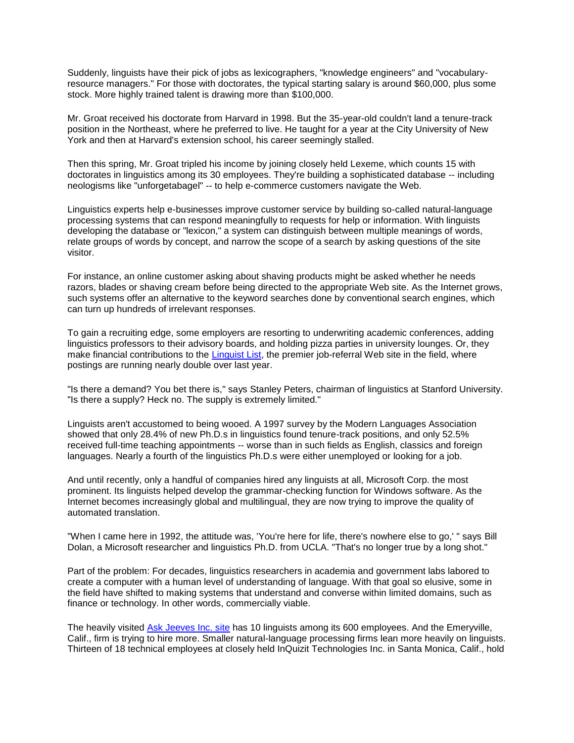Suddenly, linguists have their pick of jobs as lexicographers, "knowledge engineers" and "vocabulary-resource managers." For those with doctorates, the typical starting salary is around $60,000, plus some stock. More highly trained talent is drawing more than $100,000.

Mr. Groat received his doctorate from Harvard in 1998. But the 35-year-old couldn't land a tenure-track position in the Northeast, where he preferred to live. He taught for a year at the City University of New York and then at Harvard's extension school, his career seemingly stalled.

Then this spring, Mr. Groat tripled his income by joining closely held Lexeme, which counts 15 with doctorates in linguistics among its 30 employees. They're building a sophisticated database -- including neologisms like "unforgetabagel" -- to help e-commerce customers navigate the Web.

Linguistics experts help e-businesses improve customer service by building so-called natural-language processing systems that can respond meaningfully to requests for help or information. With linguists developing the database or "lexicon," a system can distinguish between multiple meanings of words, relate groups of words by concept, and narrow the scope of a search by asking questions of the site visitor.

For instance, an online customer asking about shaving products might be asked whether he needs razors, blades or shaving cream before being directed to the appropriate Web site. As the Internet grows, such systems offer an alternative to the keyword searches done by conventional search engines, which can turn up hundreds of irrelevant responses.

To gain a recruiting edge, some employers are resorting to underwriting academic conferences, adding linguistics professors to their advisory boards, and holding pizza parties in university lounges. Or, they make financial contributions to the [Linguist List](), the premier job-referral Web site in the field, where postings are running nearly double over last year.

"Is there a demand? You bet there is," says Stanley Peters, chairman of linguistics at Stanford University. "Is there a supply? Heck no. The supply is extremely limited."

Linguists aren't accustomed to being wooed. A 1997 survey by the Modern Languages Association showed that only 28.4% of new Ph.D.s in linguistics found tenure-track positions, and only 52.5% received full-time teaching appointments -- worse than in such fields as English, classics and foreign languages. Nearly a fourth of the linguistics Ph.D.s were either unemployed or looking for a job.

And until recently, only a handful of companies hired any linguists at all, Microsoft Corp. the most prominent. Its linguists helped develop the grammar-checking function for Windows software. As the Internet becomes increasingly global and multilingual, they are now trying to improve the quality of automated translation.

"When I came here in 1992, the attitude was, 'You're here for life, there's nowhere else to go,' " says Bill Dolan, a Microsoft researcher and linguistics Ph.D. from UCLA. "That's no longer true by a long shot."

Part of the problem: For decades, linguistics researchers in academia and government labs labored to create a computer with a human level of understanding of language. With that goal so elusive, some in the field have shifted to making systems that understand and converse within limited domains, such as finance or technology. In other words, commercially viable.

The heavily visited [Ask Jeeves Inc. site]() has 10 linguists among its 600 employees. And the Emeryville, Calif., firm is trying to hire more. Smaller natural-language processing firms lean more heavily on linguists. Thirteen of 18 technical employees at closely held InQuizit Technologies Inc. in Santa Monica, Calif., hold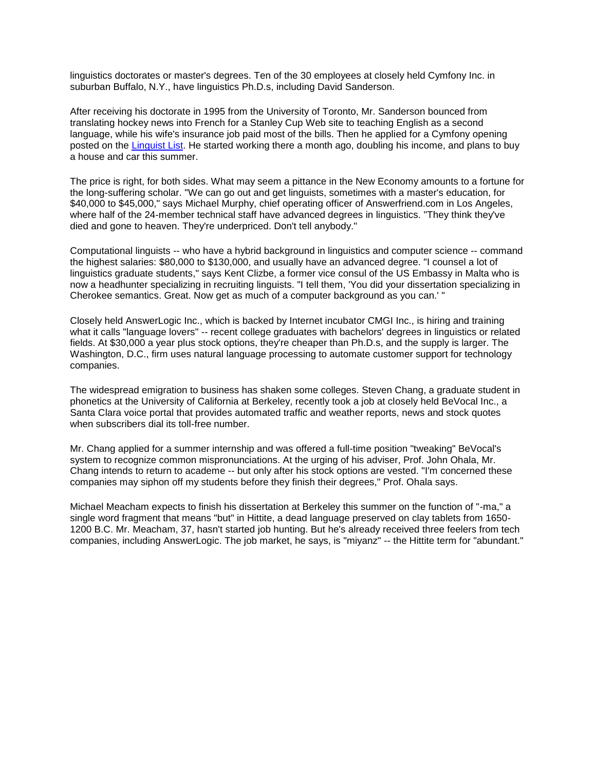linguistics doctorates or master's degrees. Ten of the 30 employees at closely held Cymfony Inc. in suburban Buffalo, N.Y., have linguistics Ph.D.s, including David Sanderson.

After receiving his doctorate in 1995 from the University of Toronto, Mr. Sanderson bounced from translating hockey news into French for a Stanley Cup Web site to teaching English as a second language, while his wife's insurance job paid most of the bills. Then he applied for a Cymfony opening posted on the Linguist List. He started working there a month ago, doubling his income, and plans to buy a house and car this summer.

The price is right, for both sides. What may seem a pittance in the New Economy amounts to a fortune for the long-suffering scholar. "We can go out and get linguists, sometimes with a master's education, for $40,000 to $45,000," says Michael Murphy, chief operating officer of Answerfriend.com in Los Angeles, where half of the 24-member technical staff have advanced degrees in linguistics. "They think they've died and gone to heaven. They're underpriced. Don't tell anybody."

Computational linguists -- who have a hybrid background in linguistics and computer science -- command the highest salaries: $80,000 to $130,000, and usually have an advanced degree. "I counsel a lot of linguistics graduate students," says Kent Clizbe, a former vice consul of the US Embassy in Malta who is now a headhunter specializing in recruiting linguists. "I tell them, 'You did your dissertation specializing in Cherokee semantics. Great. Now get as much of a computer background as you can.' "

Closely held AnswerLogic Inc., which is backed by Internet incubator CMGI Inc., is hiring and training what it calls "language lovers" -- recent college graduates with bachelors' degrees in linguistics or related fields. At $30,000 a year plus stock options, they're cheaper than Ph.D.s, and the supply is larger. The Washington, D.C., firm uses natural language processing to automate customer support for technology companies.

The widespread emigration to business has shaken some colleges. Steven Chang, a graduate student in phonetics at the University of California at Berkeley, recently took a job at closely held BeVocal Inc., a Santa Clara voice portal that provides automated traffic and weather reports, news and stock quotes when subscribers dial its toll-free number.

Mr. Chang applied for a summer internship and was offered a full-time position "tweaking" BeVocal's system to recognize common mispronunciations. At the urging of his adviser, Prof. John Ohala, Mr. Chang intends to return to academe -- but only after his stock options are vested. "I'm concerned these companies may siphon off my students before they finish their degrees," Prof. Ohala says.

Michael Meacham expects to finish his dissertation at Berkeley this summer on the function of "-ma," a single word fragment that means "but" in Hittite, a dead language preserved on clay tablets from 1650-1200 B.C. Mr. Meacham, 37, hasn't started job hunting. But he's already received three feelers from tech companies, including AnswerLogic. The job market, he says, is "miyanz" -- the Hittite term for "abundant."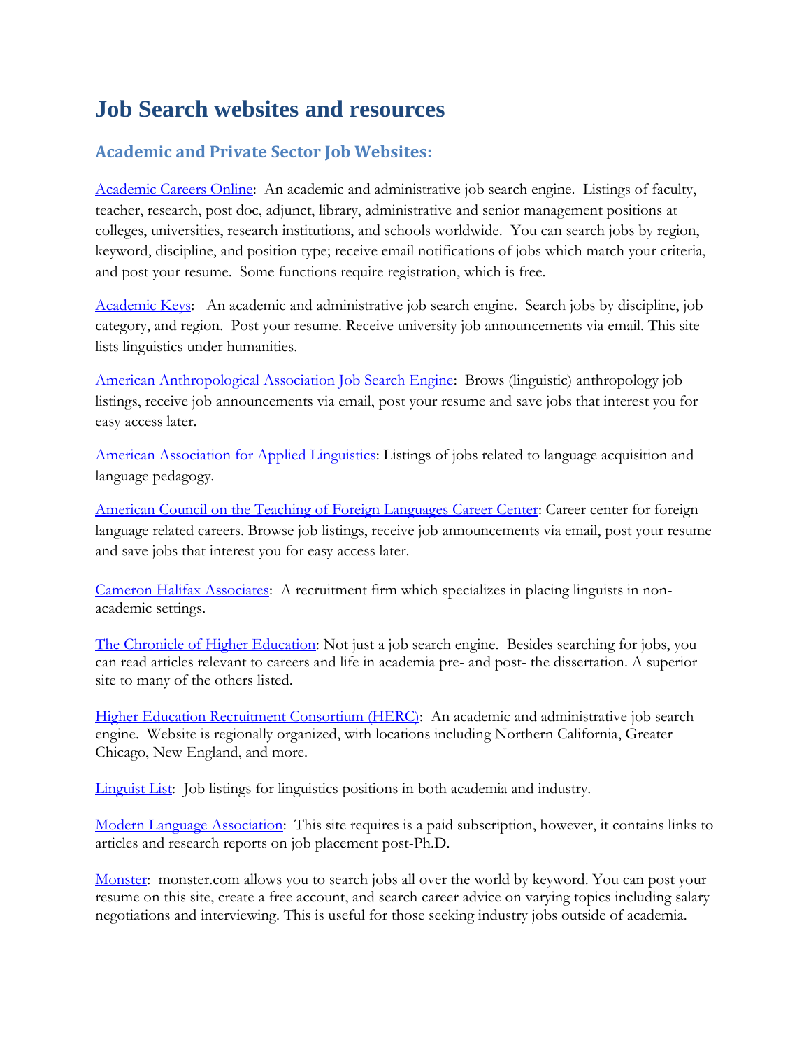# Job Search websites and resources

## Academic and Private Sector Job Websites:

Academic Careers Online: An academic and administrative job search engine. Listings of faculty, teacher, research, post doc, adjunct, library, administrative and senior management positions at colleges, universities, research institutions, and schools worldwide. You can search jobs by region, keyword, discipline, and position type; receive email notifications of jobs which match your criteria, and post your resume. Some functions require registration, which is free.

Academic Keys: An academic and administrative job search engine. Search jobs by discipline, job category, and region. Post your resume. Receive university job announcements via email. This site lists linguistics under humanities.

American Anthropological Association Job Search Engine: Brows (linguistic) anthropology job listings, receive job announcements via email, post your resume and save jobs that interest you for easy access later.

American Association for Applied Linguistics: Listings of jobs related to language acquisition and language pedagogy.

American Council on the Teaching of Foreign Languages Career Center: Career center for foreign language related careers. Browse job listings, receive job announcements via email, post your resume and save jobs that interest you for easy access later.

Cameron Halifax Associates: A recruitment firm which specializes in placing linguists in non-academic settings.

The Chronicle of Higher Education: Not just a job search engine. Besides searching for jobs, you can read articles relevant to careers and life in academia pre- and post- the dissertation. A superior site to many of the others listed.

Higher Education Recruitment Consortium (HERC): An academic and administrative job search engine. Website is regionally organized, with locations including Northern California, Greater Chicago, New England, and more.

Linguist List: Job listings for linguistics positions in both academia and industry.

Modern Language Association: This site requires is a paid subscription, however, it contains links to articles and research reports on job placement post-Ph.D.

Monster: monster.com allows you to search jobs all over the world by keyword. You can post your resume on this site, create a free account, and search career advice on varying topics including salary negotiations and interviewing. This is useful for those seeking industry jobs outside of academia.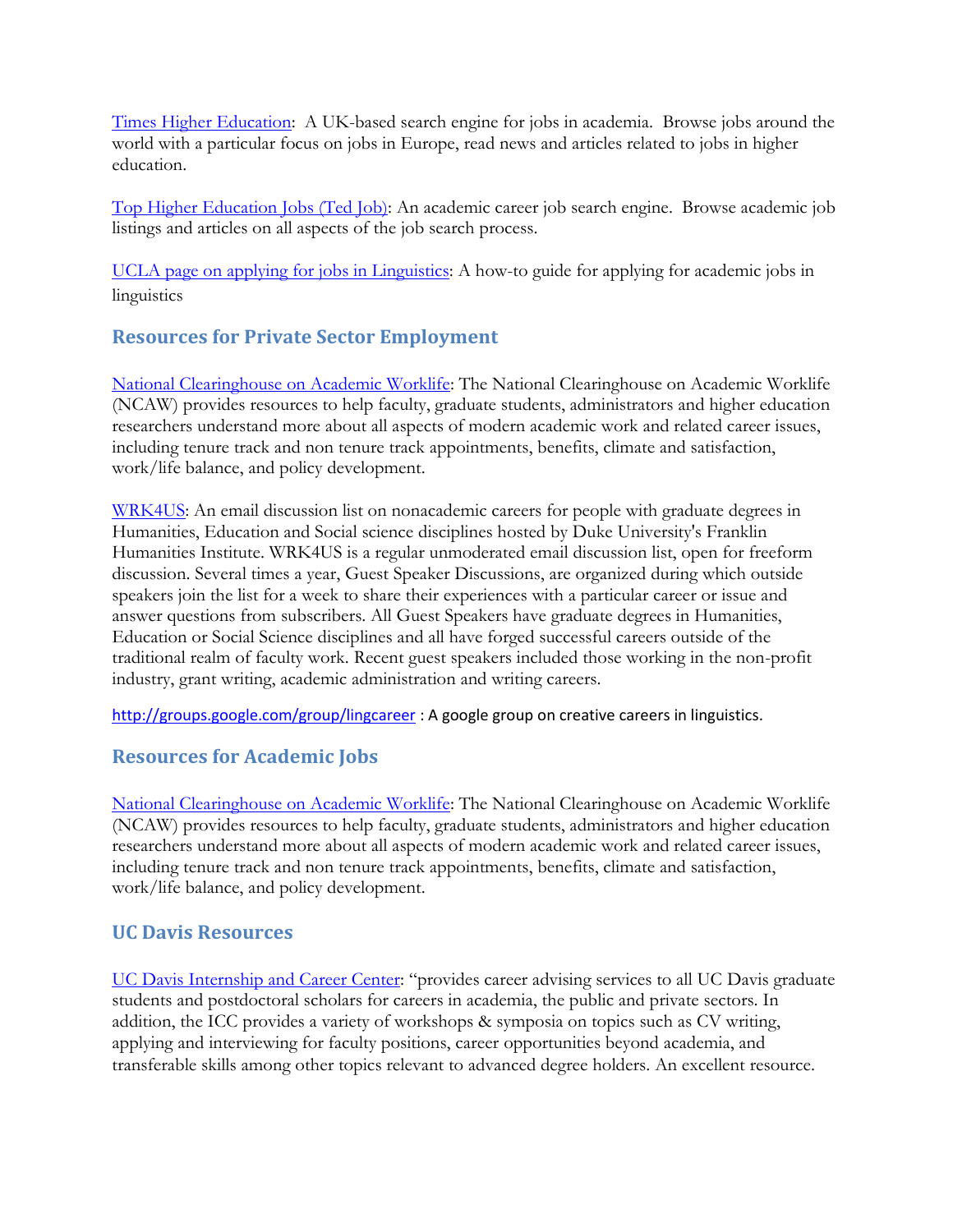Times Higher Education: A UK-based search engine for jobs in academia. Browse jobs around the world with a particular focus on jobs in Europe, read news and articles related to jobs in higher education.

Top Higher Education Jobs (Ted Job): An academic career job search engine. Browse academic job listings and articles on all aspects of the job search process.

UCLA page on applying for jobs in Linguistics: A how-to guide for applying for academic jobs in linguistics

## Resources for Private Sector Employment

National Clearinghouse on Academic Worklife: The National Clearinghouse on Academic Worklife (NCAW) provides resources to help faculty, graduate students, administrators and higher education researchers understand more about all aspects of modern academic work and related career issues, including tenure track and non tenure track appointments, benefits, climate and satisfaction, work/life balance, and policy development.

WRK4US: An email discussion list on nonacademic careers for people with graduate degrees in Humanities, Education and Social science disciplines hosted by Duke University's Franklin Humanities Institute. WRK4US is a regular unmoderated email discussion list, open for freeform discussion. Several times a year, Guest Speaker Discussions, are organized during which outside speakers join the list for a week to share their experiences with a particular career or issue and answer questions from subscribers. All Guest Speakers have graduate degrees in Humanities, Education or Social Science disciplines and all have forged successful careers outside of the traditional realm of faculty work. Recent guest speakers included those working in the non-profit industry, grant writing, academic administration and writing careers.

http://groups.google.com/group/lingcareer : A google group on creative careers in linguistics.

## Resources for Academic Jobs

National Clearinghouse on Academic Worklife: The National Clearinghouse on Academic Worklife (NCAW) provides resources to help faculty, graduate students, administrators and higher education researchers understand more about all aspects of modern academic work and related career issues, including tenure track and non tenure track appointments, benefits, climate and satisfaction, work/life balance, and policy development.

## UC Davis Resources

UC Davis Internship and Career Center: "provides career advising services to all UC Davis graduate students and postdoctoral scholars for careers in academia, the public and private sectors. In addition, the ICC provides a variety of workshops & symposia on topics such as CV writing, applying and interviewing for faculty positions, career opportunities beyond academia, and transferable skills among other topics relevant to advanced degree holders. An excellent resource.